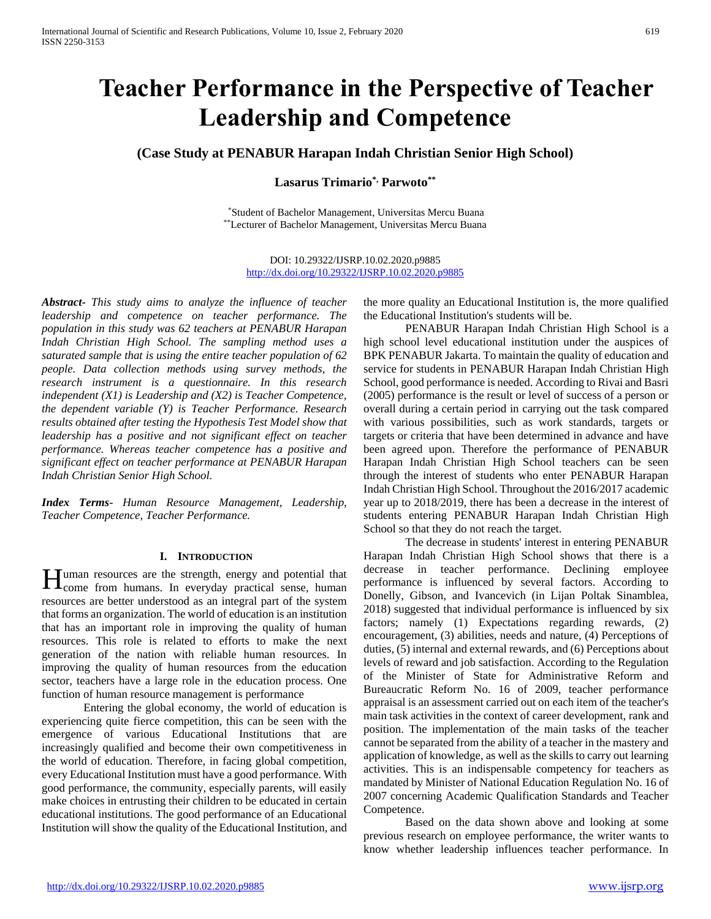# Teacher Performance in the Perspective of Teacher Leadership and Competence

### (Case Study at PENABUR Harapan Indah Christian Senior High School)

**Lasarus Trimario[\*], Parwoto[\*\*]**

[\*]Student of Bachelor Management, Universitas Mercu Buana
[\*\*]Lecturer of Bachelor Management, Universitas Mercu Buana

DOI: 10.29322/IJSRP.10.02.2020.p9885
http://dx.doi.org/10.29322/IJSRP.10.02.2020.p9885

***Abstract****- This study aims to analyze the influence of teacher leadership and competence on teacher performance. The population in this study was 62 teachers at PENABUR Harapan Indah Christian High School. The sampling method uses a saturated sample that is using the entire teacher population of 62 people. Data collection methods using survey methods, the research instrument is a questionnaire. In this research independent (X1) is Leadership and (X2) is Teacher Competence, the dependent variable (Y) is Teacher Performance. Research results obtained after testing the Hypothesis Test Model show that leadership has a positive and not significant effect on teacher performance. Whereas teacher competence has a positive and significant effect on teacher performance at PENABUR Harapan Indah Christian Senior High School.*

***Index Terms****- Human Resource Management, Leadership, Teacher Competence, Teacher Performance.*

## I. Introduction

Human resources are the strength, energy and potential that come from humans. In everyday practical sense, human resources are better understood as an integral part of the system that forms an organization. The world of education is an institution that has an important role in improving the quality of human resources. This role is related to efforts to make the next generation of the nation with reliable human resources. In improving the quality of human resources from the education sector, teachers have a large role in the education process. One function of human resource management is performance

Entering the global economy, the world of education is experiencing quite fierce competition, this can be seen with the emergence of various Educational Institutions that are increasingly qualified and become their own competitiveness in the world of education. Therefore, in facing global competition, every Educational Institution must have a good performance. With good performance, the community, especially parents, will easily make choices in entrusting their children to be educated in certain educational institutions. The good performance of an Educational Institution will show the quality of the Educational Institution, and the more quality an Educational Institution is, the more qualified the Educational Institution's students will be.

PENABUR Harapan Indah Christian High School is a high school level educational institution under the auspices of BPK PENABUR Jakarta. To maintain the quality of education and service for students in PENABUR Harapan Indah Christian High School, good performance is needed. According to Rivai and Basri (2005) performance is the result or level of success of a person or overall during a certain period in carrying out the task compared with various possibilities, such as work standards, targets or targets or criteria that have been determined in advance and have been agreed upon. Therefore the performance of PENABUR Harapan Indah Christian High School teachers can be seen through the interest of students who enter PENABUR Harapan Indah Christian High School. Throughout the 2016/2017 academic year up to 2018/2019, there has been a decrease in the interest of students entering PENABUR Harapan Indah Christian High School so that they do not reach the target.

The decrease in students' interest in entering PENABUR Harapan Indah Christian High School shows that there is a decrease in teacher performance. Declining employee performance is influenced by several factors. According to Donelly, Gibson, and Ivancevich (in Lijan Poltak Sinamblea, 2018) suggested that individual performance is influenced by six factors; namely (1) Expectations regarding rewards, (2) encouragement, (3) abilities, needs and nature, (4) Perceptions of duties, (5) internal and external rewards, and (6) Perceptions about levels of reward and job satisfaction. According to the Regulation of the Minister of State for Administrative Reform and Bureaucratic Reform No. 16 of 2009, teacher performance appraisal is an assessment carried out on each item of the teacher's main task activities in the context of career development, rank and position. The implementation of the main tasks of the teacher cannot be separated from the ability of a teacher in the mastery and application of knowledge, as well as the skills to carry out learning activities. This is an indispensable competency for teachers as mandated by Minister of National Education Regulation No. 16 of 2007 concerning Academic Qualification Standards and Teacher Competence.

Based on the data shown above and looking at some previous research on employee performance, the writer wants to know whether leadership influences teacher performance. In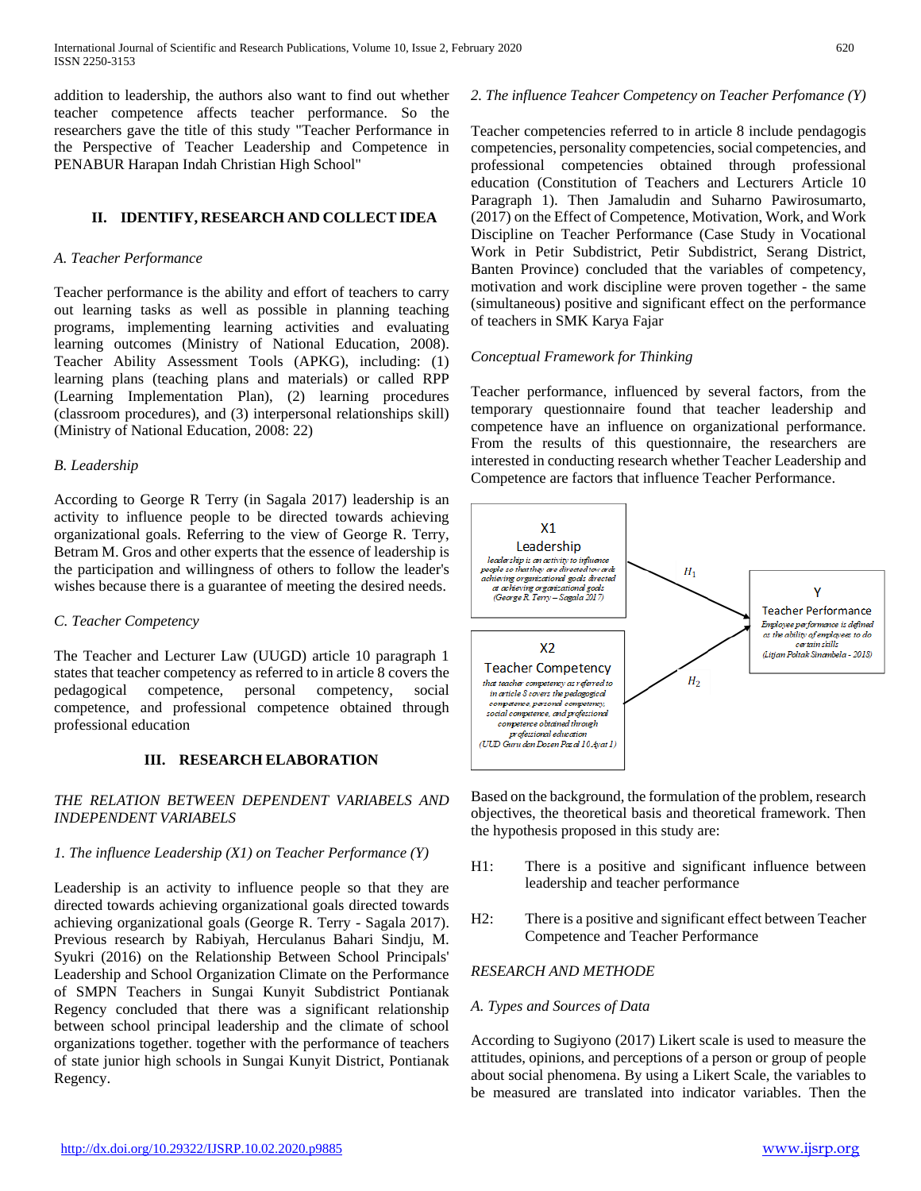addition to leadership, the authors also want to find out whether teacher competence affects teacher performance. So the researchers gave the title of this study "Teacher Performance in the Perspective of Teacher Leadership and Competence in PENABUR Harapan Indah Christian High School"

## II. IDENTIFY, RESEARCH AND COLLECT IDEA

### *A. Teacher Performance*

Teacher performance is the ability and effort of teachers to carry out learning tasks as well as possible in planning teaching programs, implementing learning activities and evaluating learning outcomes (Ministry of National Education, 2008). Teacher Ability Assessment Tools (APKG), including: (1) learning plans (teaching plans and materials) or called RPP (Learning Implementation Plan), (2) learning procedures (classroom procedures), and (3) interpersonal relationships skill) (Ministry of National Education, 2008: 22)

### *B. Leadership*

According to George R Terry (in Sagala 2017) leadership is an activity to influence people to be directed towards achieving organizational goals. Referring to the view of George R. Terry, Betram M. Gros and other experts that the essence of leadership is the participation and willingness of others to follow the leader's wishes because there is a guarantee of meeting the desired needs.

### *C. Teacher Competency*

The Teacher and Lecturer Law (UUGD) article 10 paragraph 1 states that teacher competency as referred to in article 8 covers the pedagogical competence, personal competency, social competence, and professional competence obtained through professional education

## III. RESEARCH ELABORATION

*THE RELATION BETWEEN DEPENDENT VARIABELS AND INDEPENDENT VARIABELS*

*1. The influence Leadership (X1) on Teacher Performance (Y)*

Leadership is an activity to influence people so that they are directed towards achieving organizational goals directed towards achieving organizational goals (George R. Terry - Sagala 2017). Previous research by Rabiyah, Herculanus Bahari Sindju, M. Syukri (2016) on the Relationship Between School Principals' Leadership and School Organization Climate on the Performance of SMPN Teachers in Sungai Kunyit Subdistrict Pontianak Regency concluded that there was a significant relationship between school principal leadership and the climate of school organizations together. together with the performance of teachers of state junior high schools in Sungai Kunyit District, Pontianak Regency.

*2. The influence Teahcer Competency on Teacher Perfomance (Y)*

Teacher competencies referred to in article 8 include pendagogis competencies, personality competencies, social competencies, and professional competencies obtained through professional education (Constitution of Teachers and Lecturers Article 10 Paragraph 1). Then Jamaludin and Suharno Pawirosumarto, (2017) on the Effect of Competence, Motivation, Work, and Work Discipline on Teacher Performance (Case Study in Vocational Work in Petir Subdistrict, Petir Subdistrict, Serang District, Banten Province) concluded that the variables of competency, motivation and work discipline were proven together - the same (simultaneous) positive and significant effect on the performance of teachers in SMK Karya Fajar

*Conceptual Framework for Thinking*

Teacher performance, influenced by several factors, from the temporary questionnaire found that teacher leadership and competence have an influence on organizational performance. From the results of this questionnaire, the researchers are interested in conducting research whether Teacher Leadership and Competence are factors that influence Teacher Performance.

X1 Leadership — *leadership is an activity to influence people so that they are directed towards achieving organizational goals directed at achieving organizational goals (George R. Terry – Sagala 2017)*

X2 Teacher Competency — *that teacher competency as referred to in article 8 covers the pedagogical competence, personal competency, social competence, and professional competence obtained through professional education (UUD Guru dan Dosen Pasal 10 Ayat 1)*

Y Teacher Performance — *Employee performance is defined as the ability of employees to do certain skills (Litjan Poltak Sinambela - 2018)*

X1 → Y ($H_1$); X2 → Y ($H_2$)

Based on the background, the formulation of the problem, research objectives, the theoretical basis and theoretical framework. Then the hypothesis proposed in this study are:

H1: There is a positive and significant influence between leadership and teacher performance

H2: There is a positive and significant effect between Teacher Competence and Teacher Performance

*RESEARCH AND METHODE*

*A. Types and Sources of Data*

According to Sugiyono (2017) Likert scale is used to measure the attitudes, opinions, and perceptions of a person or group of people about social phenomena. By using a Likert Scale, the variables to be measured are translated into indicator variables. Then the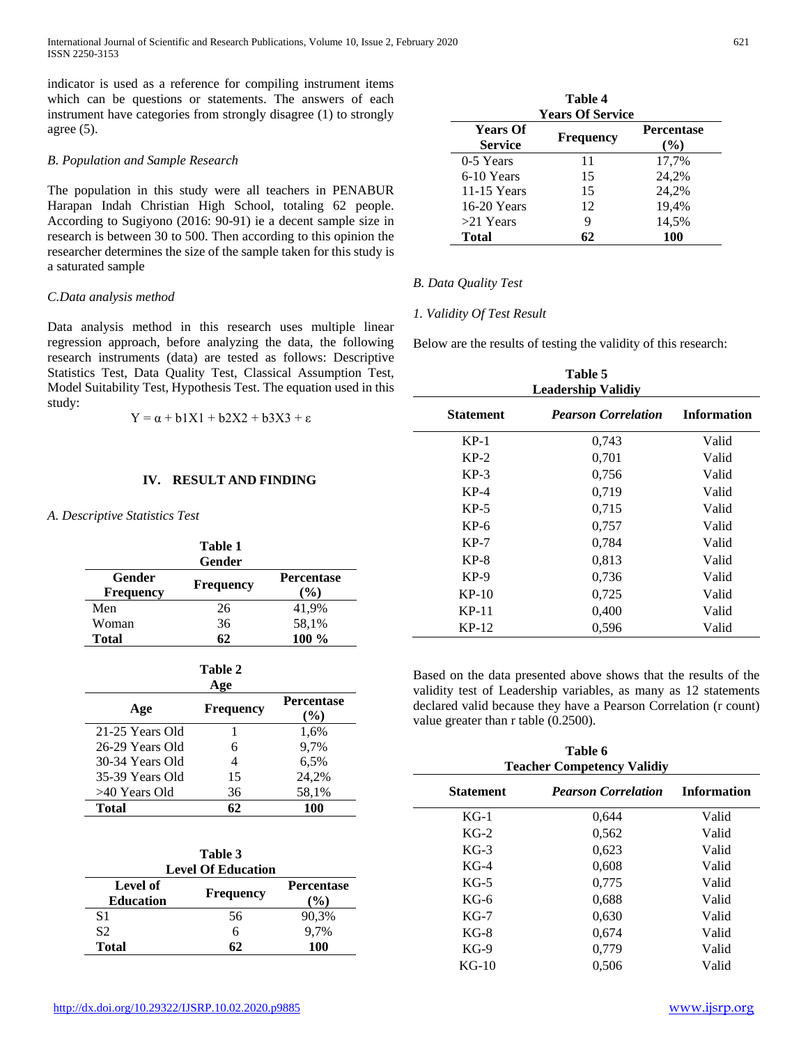indicator is used as a reference for compiling instrument items which can be questions or statements. The answers of each instrument have categories from strongly disagree (1) to strongly agree (5).

*B. Population and Sample Research*

The population in this study were all teachers in PENABUR Harapan Indah Christian High School, totaling 62 people. According to Sugiyono (2016: 90-91) ie a decent sample size in research is between 30 to 500. Then according to this opinion the researcher determines the size of the sample taken for this study is a saturated sample

*C.Data analysis method*

Data analysis method in this research uses multiple linear regression approach, before analyzing the data, the following research instruments (data) are tested as follows: Descriptive Statistics Test, Data Quality Test, Classical Assumption Test, Model Suitability Test, Hypothesis Test. The equation used in this study:

$$Y = \alpha + b1X1 + b2X2 + b3X3 + \varepsilon$$

## IV. RESULT AND FINDING

*A. Descriptive Statistics Test*

**Table 1**
**Gender**

| Gender Frequency | Frequency | Percentase (%) |
|---|---|---|
| Men | 26 | 41,9% |
| Woman | 36 | 58,1% |
| **Total** | **62** | **100 %** |

**Table 2**
**Age**

| Age | Frequency | Percentase (%) |
|---|---|---|
| 21-25 Years Old | 1 | 1,6% |
| 26-29 Years Old | 6 | 9,7% |
| 30-34 Years Old | 4 | 6,5% |
| 35-39 Years Old | 15 | 24,2% |
| >40 Years Old | 36 | 58,1% |
| **Total** | **62** | **100** |

**Table 3**
**Level Of Education**

| Level of Education | Frequency | Percentase (%) |
|---|---|---|
| S1 | 56 | 90,3% |
| S2 | 6 | 9,7% |
| **Total** | **62** | **100** |

**Table 4**
**Years Of Service**

| Years Of Service | Frequency | Percentase (%) |
|---|---|---|
| 0-5 Years | 11 | 17,7% |
| 6-10 Years | 15 | 24,2% |
| 11-15 Years | 15 | 24,2% |
| 16-20 Years | 12 | 19,4% |
| >21 Years | 9 | 14,5% |
| **Total** | **62** | **100** |

*B. Data Quality Test*

*1. Validity Of Test Result*

Below are the results of testing the validity of this research:

**Table 5**
**Leadership Validiy**

| Statement | *Pearson Correlation* | Information |
|---|---|---|
| KP-1 | 0,743 | Valid |
| KP-2 | 0,701 | Valid |
| KP-3 | 0,756 | Valid |
| KP-4 | 0,719 | Valid |
| KP-5 | 0,715 | Valid |
| KP-6 | 0,757 | Valid |
| KP-7 | 0,784 | Valid |
| KP-8 | 0,813 | Valid |
| KP-9 | 0,736 | Valid |
| KP-10 | 0,725 | Valid |
| KP-11 | 0,400 | Valid |
| KP-12 | 0,596 | Valid |

Based on the data presented above shows that the results of the validity test of Leadership variables, as many as 12 statements declared valid because they have a Pearson Correlation (r count) value greater than r table (0.2500).

**Table 6**
**Teacher Competency Validiy**

| Statement | *Pearson Correlation* | Information |
|---|---|---|
| KG-1 | 0,644 | Valid |
| KG-2 | 0,562 | Valid |
| KG-3 | 0,623 | Valid |
| KG-4 | 0,608 | Valid |
| KG-5 | 0,775 | Valid |
| KG-6 | 0,688 | Valid |
| KG-7 | 0,630 | Valid |
| KG-8 | 0,674 | Valid |
| KG-9 | 0,779 | Valid |
| KG-10 | 0,506 | Valid |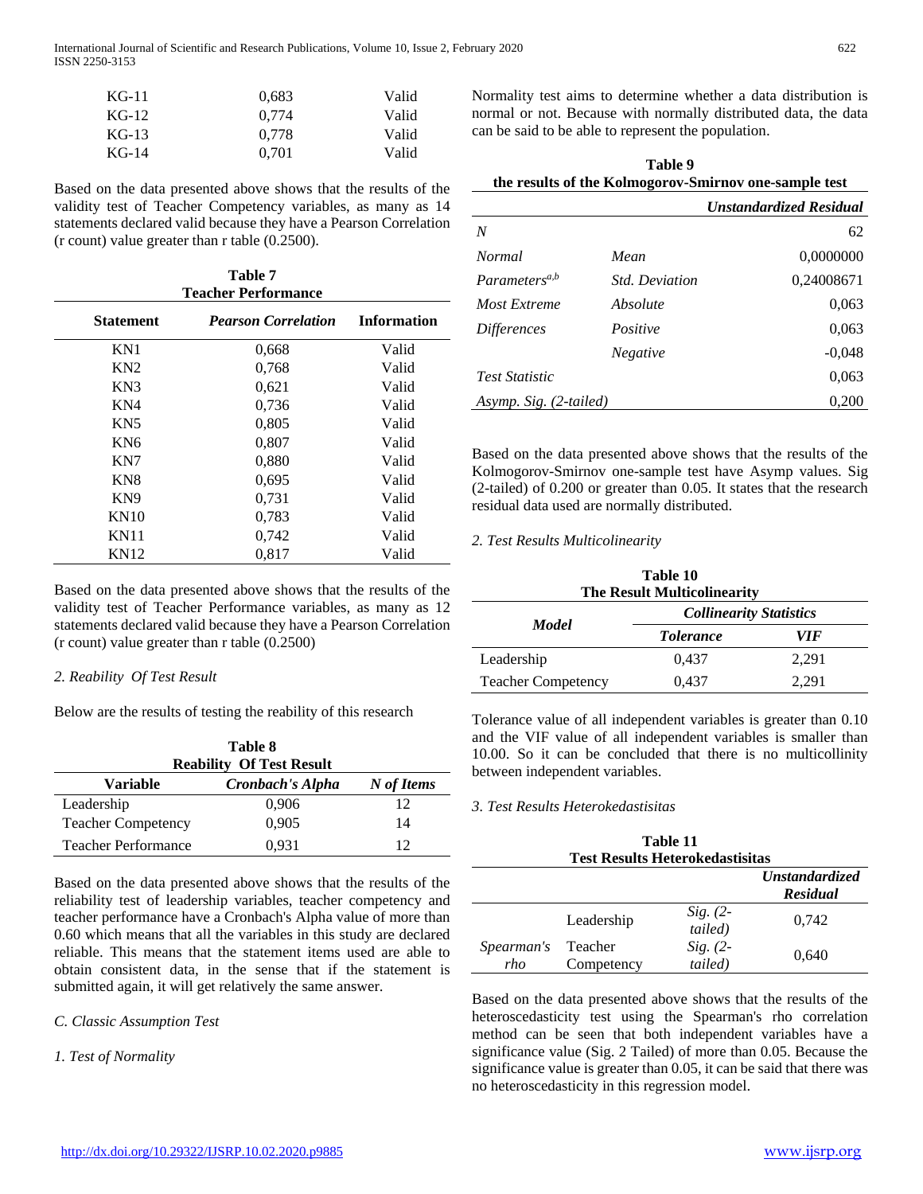| | | |
|---|---|---|
| KG-11 | 0,683 | Valid |
| KG-12 | 0,774 | Valid |
| KG-13 | 0,778 | Valid |
| KG-14 | 0,701 | Valid |

Based on the data presented above shows that the results of the validity test of Teacher Competency variables, as many as 14 statements declared valid because they have a Pearson Correlation (r count) value greater than r table (0.2500).

**Table 7**
**Teacher Performance**

| Statement | *Pearson Correlation* | Information |
|---|---|---|
| KN1 | 0,668 | Valid |
| KN2 | 0,768 | Valid |
| KN3 | 0,621 | Valid |
| KN4 | 0,736 | Valid |
| KN5 | 0,805 | Valid |
| KN6 | 0,807 | Valid |
| KN7 | 0,880 | Valid |
| KN8 | 0,695 | Valid |
| KN9 | 0,731 | Valid |
| KN10 | 0,783 | Valid |
| KN11 | 0,742 | Valid |
| KN12 | 0,817 | Valid |

Based on the data presented above shows that the results of the validity test of Teacher Performance variables, as many as 12 statements declared valid because they have a Pearson Correlation (r count) value greater than r table (0.2500)

*2. Reability Of Test Result*

Below are the results of testing the reability of this research

**Table 8**
**Reability Of Test Result**

| Variable | *Cronbach's Alpha* | *N of Items* |
|---|---|---|
| Leadership | 0,906 | 12 |
| Teacher Competency | 0,905 | 14 |
| Teacher Performance | 0,931 | 12 |

Based on the data presented above shows that the results of the reliability test of leadership variables, teacher competency and teacher performance have a Cronbach's Alpha value of more than 0.60 which means that all the variables in this study are declared reliable. This means that the statement items used are able to obtain consistent data, in the sense that if the statement is submitted again, it will get relatively the same answer.

*C. Classic Assumption Test*

*1. Test of Normality*

Normality test aims to determine whether a data distribution is normal or not. Because with normally distributed data, the data can be said to be able to represent the population.

**Table 9**
**the results of the Kolmogorov-Smirnov one-sample test**

| | | *Unstandardized Residual* |
|---|---|---|
| *N* | | 62 |
| *Normal Parameters[a,b]* | *Mean* | 0,0000000 |
| | *Std. Deviation* | 0,24008671 |
| *Most Extreme Differences* | *Absolute* | 0,063 |
| | *Positive* | 0,063 |
| | *Negative* | -0,048 |
| *Test Statistic* | | 0,063 |
| *Asymp. Sig. (2-tailed)* | | 0,200 |

Based on the data presented above shows that the results of the Kolmogorov-Smirnov one-sample test have Asymp values. Sig (2-tailed) of 0.200 or greater than 0.05. It states that the research residual data used are normally distributed.

*2. Test Results Multicolinearity*

**Table 10**
**The Result Multicolinearity**

| *Model* | *Collinearity Statistics* | |
|---|---|---|
| | *Tolerance* | *VIF* |
| Leadership | 0,437 | 2,291 |
| Teacher Competency | 0,437 | 2,291 |

Tolerance value of all independent variables is greater than 0.10 and the VIF value of all independent variables is smaller than 10.00. So it can be concluded that there is no multicollinity between independent variables.

*3. Test Results Heterokedastisitas*

**Table 11**
**Test Results Heterokedastisitas**

| | | | *Unstandardized Residual* |
|---|---|---|---|
| *Spearman's rho* | Leadership | *Sig. (2-tailed)* | 0,742 |
| | Teacher Competency | *Sig. (2-tailed)* | 0,640 |

Based on the data presented above shows that the results of the heteroscedasticity test using the Spearman's rho correlation method can be seen that both independent variables have a significance value (Sig. 2 Tailed) of more than 0.05. Because the significance value is greater than 0.05, it can be said that there was no heteroscedasticity in this regression model.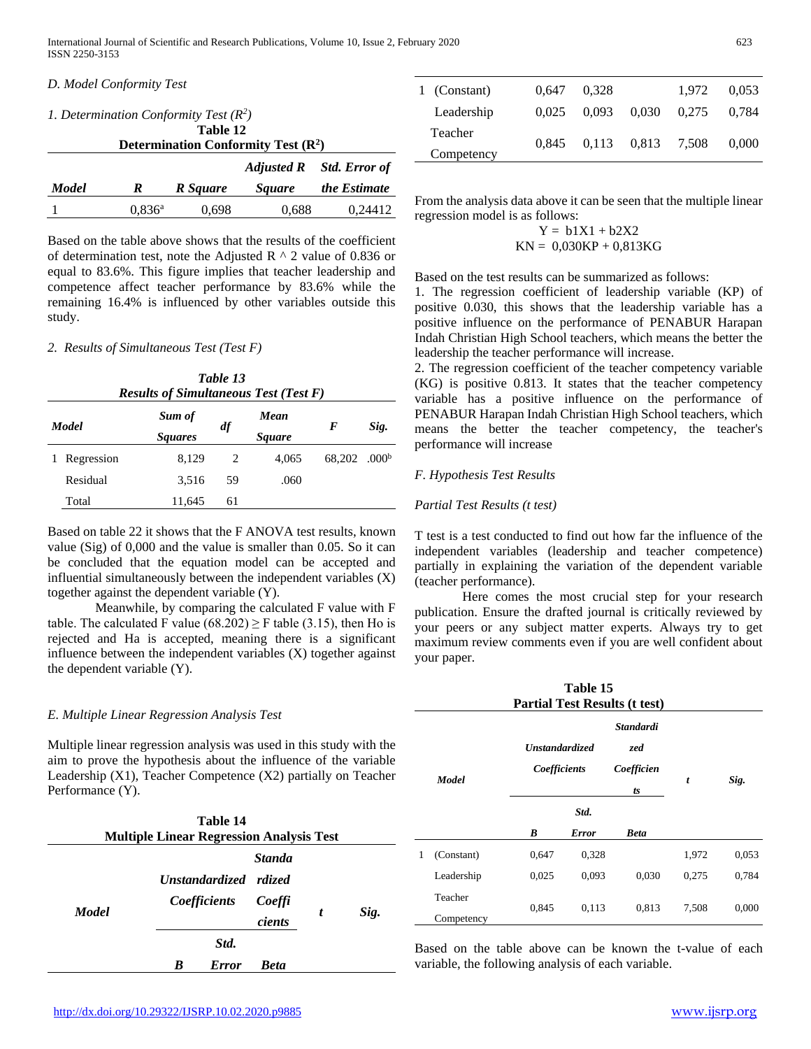*D. Model Conformity Test*

*1. Determination Conformity Test ($R^2$)*

**Table 12**
**Determination Conformity Test ($R^2$)**

| *Model* | *R* | *R Square* | *Adjusted R Square* | *Std. Error of the Estimate* |
|---|---|---|---|---|
| 1 | 0,836[a] | 0,698 | 0,688 | 0,24412 |

Based on the table above shows that the results of the coefficient of determination test, note the Adjusted R ^ 2 value of 0.836 or equal to 83.6%. This figure implies that teacher leadership and competence affect teacher performance by 83.6% while the remaining 16.4% is influenced by other variables outside this study.

*2. Results of Simultaneous Test (Test F)*

***Table 13***
***Results of Simultaneous Test (Test F)***

| *Model* | | *Sum of Squares* | *df* | *Mean Square* | *F* | *Sig.* |
|---|---|---|---|---|---|---|
| 1 | Regression | 8,129 | 2 | 4,065 | 68,202 | .000[b] |
| | Residual | 3,516 | 59 | .060 | | |
| | Total | 11,645 | 61 | | | |

Based on table 22 it shows that the F ANOVA test results, known value (Sig) of 0,000 and the value is smaller than 0.05. So it can be concluded that the equation model can be accepted and influential simultaneously between the independent variables (X) together against the dependent variable (Y).

Meanwhile, by comparing the calculated F value with F table. The calculated F value (68.202) ≥ F table (3.15), then Ho is rejected and Ha is accepted, meaning there is a significant influence between the independent variables (X) together against the dependent variable (Y).

*E. Multiple Linear Regression Analysis Test*

Multiple linear regression analysis was used in this study with the aim to prove the hypothesis about the influence of the variable Leadership (X1), Teacher Competence (X2) partially on Teacher Performance (Y).

**Table 14**
**Multiple Linear Regression Analysis Test**

| *Model* | | *Unstandardized Coefficients* | | *Standardized Coefficients* | *t* | *Sig.* |
|---|---|---|---|---|---|---|
| | | *B* | *Std. Error* | *Beta* | | |
| 1 | (Constant) | 0,647 | 0,328 | | 1,972 | 0,053 |
| | Leadership | 0,025 | 0,093 | 0,030 | 0,275 | 0,784 |
| | Teacher Competency | 0,845 | 0,113 | 0,813 | 7,508 | 0,000 |

From the analysis data above it can be seen that the multiple linear regression model is as follows:

$$Y = b1X1 + b2X2$$

$$KN = 0{,}030KP + 0{,}813KG$$

Based on the test results can be summarized as follows:

1. The regression coefficient of leadership variable (KP) of positive 0.030, this shows that the leadership variable has a positive influence on the performance of PENABUR Harapan Indah Christian High School teachers, which means the better the leadership the teacher performance will increase.
2. The regression coefficient of the teacher competency variable (KG) is positive 0.813. It states that the teacher competency variable has a positive influence on the performance of PENABUR Harapan Indah Christian High School teachers, which means the better the teacher competency, the teacher's performance will increase

*F. Hypothesis Test Results*

*Partial Test Results (t test)*

T test is a test conducted to find out how far the influence of the independent variables (leadership and teacher competence) partially in explaining the variation of the dependent variable (teacher performance).

Here comes the most crucial step for your research publication. Ensure the drafted journal is critically reviewed by your peers or any subject matter experts. Always try to get maximum review comments even if you are well confident about your paper.

**Table 15**
**Partial Test Results (t test)**

| *Model* | | *Unstandardized Coefficients* | | *Standardized Coefficients* | *t* | *Sig.* |
|---|---|---|---|---|---|---|
| | | *B* | *Std. Error* | *Beta* | | |
| 1 | (Constant) | 0,647 | 0,328 | | 1,972 | 0,053 |
| | Leadership | 0,025 | 0,093 | 0,030 | 0,275 | 0,784 |
| | Teacher Competency | 0,845 | 0,113 | 0,813 | 7,508 | 0,000 |

Based on the table above can be known the t-value of each variable, the following analysis of each variable.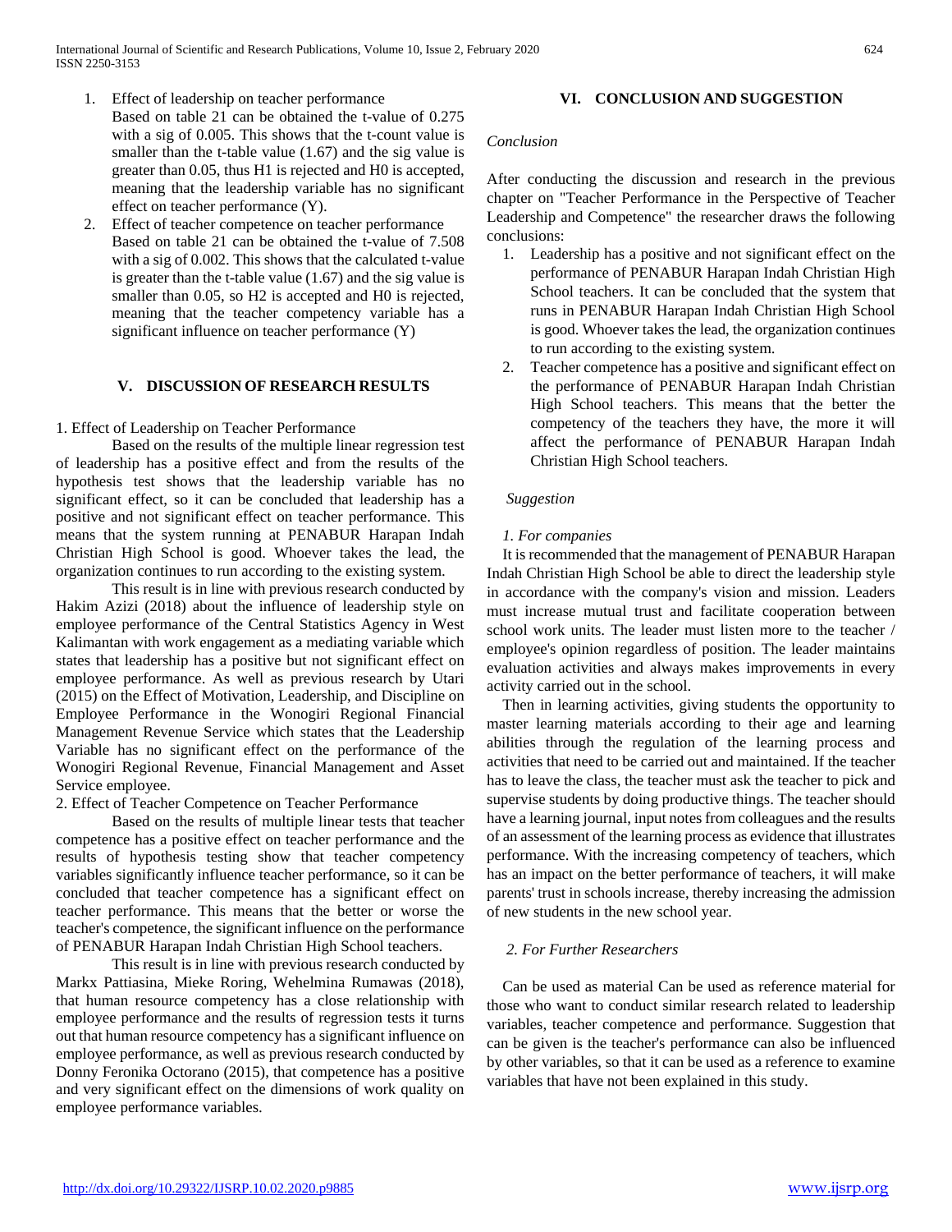1. Effect of leadership on teacher performance
   Based on table 21 can be obtained the t-value of 0.275 with a sig of 0.005. This shows that the t-count value is smaller than the t-table value (1.67) and the sig value is greater than 0.05, thus H1 is rejected and H0 is accepted, meaning that the leadership variable has no significant effect on teacher performance (Y).
2. Effect of teacher competence on teacher performance
   Based on table 21 can be obtained the t-value of 7.508 with a sig of 0.002. This shows that the calculated t-value is greater than the t-table value (1.67) and the sig value is smaller than 0.05, so H2 is accepted and H0 is rejected, meaning that the teacher competency variable has a significant influence on teacher performance (Y)

## V. DISCUSSION OF RESEARCH RESULTS

1. Effect of Leadership on Teacher Performance

Based on the results of the multiple linear regression test of leadership has a positive effect and from the results of the hypothesis test shows that the leadership variable has no significant effect, so it can be concluded that leadership has a positive and not significant effect on teacher performance. This means that the system running at PENABUR Harapan Indah Christian High School is good. Whoever takes the lead, the organization continues to run according to the existing system.

This result is in line with previous research conducted by Hakim Azizi (2018) about the influence of leadership style on employee performance of the Central Statistics Agency in West Kalimantan with work engagement as a mediating variable which states that leadership has a positive but not significant effect on employee performance. As well as previous research by Utari (2015) on the Effect of Motivation, Leadership, and Discipline on Employee Performance in the Wonogiri Regional Financial Management Revenue Service which states that the Leadership Variable has no significant effect on the performance of the Wonogiri Regional Revenue, Financial Management and Asset Service employee.

2. Effect of Teacher Competence on Teacher Performance

Based on the results of multiple linear tests that teacher competence has a positive effect on teacher performance and the results of hypothesis testing show that teacher competency variables significantly influence teacher performance, so it can be concluded that teacher competence has a significant effect on teacher performance. This means that the better or worse the teacher's competence, the significant influence on the performance of PENABUR Harapan Indah Christian High School teachers.

This result is in line with previous research conducted by Markx Pattiasina, Mieke Roring, Wehelmina Rumawas (2018), that human resource competency has a close relationship with employee performance and the results of regression tests it turns out that human resource competency has a significant influence on employee performance, as well as previous research conducted by Donny Feronika Octorano (2015), that competence has a positive and very significant effect on the dimensions of work quality on employee performance variables.

## VI. CONCLUSION AND SUGGESTION

*Conclusion*

After conducting the discussion and research in the previous chapter on "Teacher Performance in the Perspective of Teacher Leadership and Competence" the researcher draws the following conclusions:

1. Leadership has a positive and not significant effect on the performance of PENABUR Harapan Indah Christian High School teachers. It can be concluded that the system that runs in PENABUR Harapan Indah Christian High School is good. Whoever takes the lead, the organization continues to run according to the existing system.
2. Teacher competence has a positive and significant effect on the performance of PENABUR Harapan Indah Christian High School teachers. This means that the better the competency of the teachers they have, the more it will affect the performance of PENABUR Harapan Indah Christian High School teachers.

*Suggestion*

*1. For companies*

It is recommended that the management of PENABUR Harapan Indah Christian High School be able to direct the leadership style in accordance with the company's vision and mission. Leaders must increase mutual trust and facilitate cooperation between school work units. The leader must listen more to the teacher / employee's opinion regardless of position. The leader maintains evaluation activities and always makes improvements in every activity carried out in the school.

Then in learning activities, giving students the opportunity to master learning materials according to their age and learning abilities through the regulation of the learning process and activities that need to be carried out and maintained. If the teacher has to leave the class, the teacher must ask the teacher to pick and supervise students by doing productive things. The teacher should have a learning journal, input notes from colleagues and the results of an assessment of the learning process as evidence that illustrates performance. With the increasing competency of teachers, which has an impact on the better performance of teachers, it will make parents' trust in schools increase, thereby increasing the admission of new students in the new school year.

*2. For Further Researchers*

Can be used as material Can be used as reference material for those who want to conduct similar research related to leadership variables, teacher competence and performance. Suggestion that can be given is the teacher's performance can also be influenced by other variables, so that it can be used as a reference to examine variables that have not been explained in this study.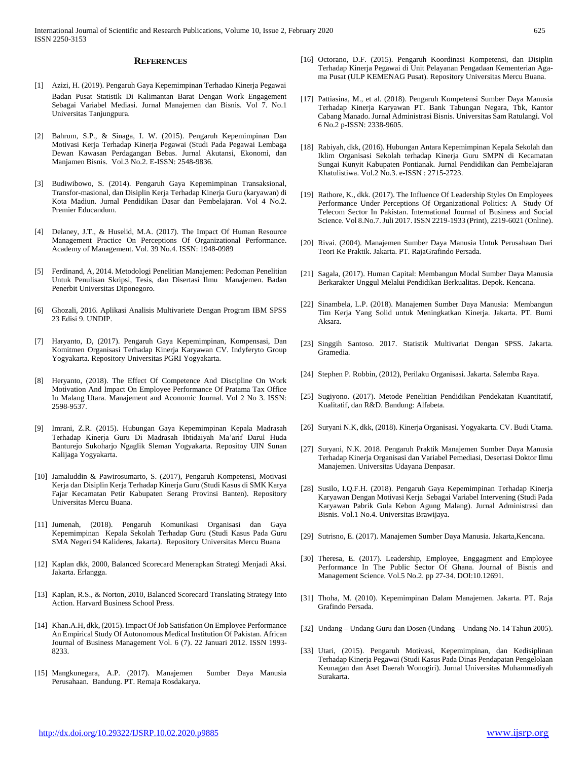## REFERENCES

[1] Azizi, H. (2019). Pengaruh Gaya Kepemimpinan Terhadao Kinerja Pegawai Badan Pusat Statistik Di Kalimantan Barat Dengan Work Engagement Sebagai Variabel Mediasi. Jurnal Manajemen dan Bisnis. Vol 7. No.1 Universitas Tanjungpura.

[2] Bahrum, S.P., & Sinaga, I. W. (2015). Pengaruh Kepemimpinan Dan Motivasi Kerja Terhadap Kinerja Pegawai (Studi Pada Pegawai Lembaga Dewan Kawasan Perdagangan Bebas. Jurnal Akutansi, Ekonomi, dan Manjamen Bisnis. Vol.3 No.2. E-ISSN: 2548-9836.

[3] Budiwibowo, S. (2014). Pengaruh Gaya Kepemimpinan Transaksional, Transfor-masional, dan Disiplin Kerja Terhadap Kinerja Guru (karyawan) di Kota Madiun. Jurnal Pendidikan Dasar dan Pembelajaran. Vol 4 No.2. Premier Educandum.

[4] Delaney, J.T., & Huselid, M.A. (2017). The Impact Of Human Resource Management Practice On Perceptions Of Organizational Performance. Academy of Management. Vol. 39 No.4. ISSN: 1948-0989

[5] Ferdinand, A, 2014. Metodologi Penelitian Manajemen: Pedoman Penelitian Untuk Penulisan Skripsi, Tesis, dan Disertasi Ilmu Manajemen. Badan Penerbit Universitas Diponegoro.

[6] Ghozali, 2016. Aplikasi Analisis Multivariete Dengan Program IBM SPSS 23 Edisi 9. UNDIP.

[7] Haryanto, D, (2017). Pengaruh Gaya Kepemimpinan, Kompensasi, Dan Komitmen Organisasi Terhadap Kinerja Karyawan CV. Indyferyto Group Yogyakarta. Repository Universitas PGRI Yogyakarta.

[8] Heryanto, (2018). The Effect Of Competence And Discipline On Work Motivation And Impact On Employee Performance Of Pratama Tax Office In Malang Utara. Manajement and Aconomic Journal. Vol 2 No 3. ISSN: 2598-9537.

[9] Imrani, Z.R. (2015). Hubungan Gaya Kepemimpinan Kepala Madrasah Terhadap Kinerja Guru Di Madrasah Ibtidaiyah Ma'arif Darul Huda Banturejo Sukoharjo Ngaglik Sleman Yogyakarta. Repositoy UIN Sunan Kalijaga Yogyakarta.

[10] Jamaluddin & Pawirosumarto, S. (2017), Pengaruh Kompetensi, Motivasi Kerja dan Disiplin Kerja Terhadap Kinerja Guru (Studi Kasus di SMK Karya Fajar Kecamatan Petir Kabupaten Serang Provinsi Banten). Repository Universitas Mercu Buana.

[11] Jumenah, (2018). Pengaruh Komunikasi Organisasi dan Gaya Kepemimpinan Kepala Sekolah Terhadap Guru (Studi Kasus Pada Guru SMA Negeri 94 Kalideres, Jakarta). Repository Universitas Mercu Buana

[12] Kaplan dkk, 2000, Balanced Scorecard Menerapkan Strategi Menjadi Aksi. Jakarta. Erlangga.

[13] Kaplan, R.S., & Norton, 2010, Balanced Scorecard Translating Strategy Into Action. Harvard Business School Press.

[14] Khan.A.H, dkk, (2015). Impact Of Job Satisfation On Employee Performance An Empirical Study Of Autonomous Medical Institution Of Pakistan. African Journal of Business Management Vol. 6 (7). 22 Januari 2012. ISSN 1993-8233.

[15] Mangkunegara, A.P. (2017). Manajemen Sumber Daya Manusia Perusahaan. Bandung. PT. Remaja Rosdakarya.

[16] Octorano, D.F. (2015). Pengaruh Koordinasi Kompetensi, dan Disiplin Terhadap Kinerja Pegawai di Unit Pelayanan Pengadaan Kementerian Agama Pusat (ULP KEMENAG Pusat). Repository Universitas Mercu Buana.

[17] Pattiasina, M., et al. (2018). Pengaruh Kompetensi Sumber Daya Manusia Terhadap Kinerja Karyawan PT. Bank Tabungan Negara, Tbk, Kantor Cabang Manado. Jurnal Administrasi Bisnis. Universitas Sam Ratulangi. Vol 6 No.2 p-ISSN: 2338-9605.

[18] Rabiyah, dkk, (2016). Hubungan Antara Kepemimpinan Kepala Sekolah dan Iklim Organisasi Sekolah terhadap Kinerja Guru SMPN di Kecamatan Sungai Kunyit Kabupaten Pontianak. Jurnal Pendidikan dan Pembelajaran Khatulistiwa. Vol.2 No.3. e-ISSN : 2715-2723.

[19] Rathore, K., dkk. (2017). The Influence Of Leadership Styles On Employees Performance Under Perceptions Of Organizational Politics: A Study Of Telecom Sector In Pakistan. International Journal of Business and Social Science. Vol 8.No.7. Juli 2017. ISSN 2219-1933 (Print), 2219-6021 (Online).

[20] Rivai. (2004). Manajemen Sumber Daya Manusia Untuk Perusahaan Dari Teori Ke Praktik. Jakarta. PT. RajaGrafindo Persada.

[21] Sagala, (2017). Human Capital: Membangun Modal Sumber Daya Manusia Berkarakter Unggul Melalui Pendidikan Berkualitas. Depok. Kencana.

[22] Sinambela, L.P. (2018). Manajemen Sumber Daya Manusia: Membangun Tim Kerja Yang Solid untuk Meningkatkan Kinerja. Jakarta. PT. Bumi Aksara.

[23] Singgih Santoso. 2017. Statistik Multivariat Dengan SPSS. Jakarta. Gramedia.

[24] Stephen P. Robbin, (2012), Perilaku Organisasi. Jakarta. Salemba Raya.

[25] Sugiyono. (2017). Metode Penelitian Pendidikan Pendekatan Kuantitatif, Kualitatif, dan R&D. Bandung: Alfabeta.

[26] Suryani N.K, dkk, (2018). Kinerja Organisasi. Yogyakarta. CV. Budi Utama.

[27] Suryani, N.K. 2018. Pengaruh Praktik Manajemen Sumber Daya Manusia Terhadap Kinerja Organisasi dan Variabel Pemediasi, Desertasi Doktor Ilmu Manajemen. Universitas Udayana Denpasar.

[28] Susilo, I.Q.F.H. (2018). Pengaruh Gaya Kepemimpinan Terhadap Kinerja Karyawan Dengan Motivasi Kerja Sebagai Variabel Intervening (Studi Pada Karyawan Pabrik Gula Kebon Agung Malang). Jurnal Administrasi dan Bisnis. Vol.1 No.4. Universitas Brawijaya.

[29] Sutrisno, E. (2017). Manajemen Sumber Daya Manusia. Jakarta,Kencana.

[30] Theresa, E. (2017). Leadership, Employee, Enggagment and Employee Performance In The Public Sector Of Ghana. Journal of Bisnis and Management Science. Vol.5 No.2. pp 27-34. DOI:10.12691.

[31] Thoha, M. (2010). Kepemimpinan Dalam Manajemen. Jakarta. PT. Raja Grafindo Persada.

[32] Undang – Undang Guru dan Dosen (Undang – Undang No. 14 Tahun 2005).

[33] Utari, (2015). Pengaruh Motivasi, Kepemimpinan, dan Kedisiplinan Terhadap Kinerja Pegawai (Studi Kasus Pada Dinas Pendapatan Pengelolaan Keunagan dan Aset Daerah Wonogiri). Jurnal Universitas Muhammadiyah Surakarta.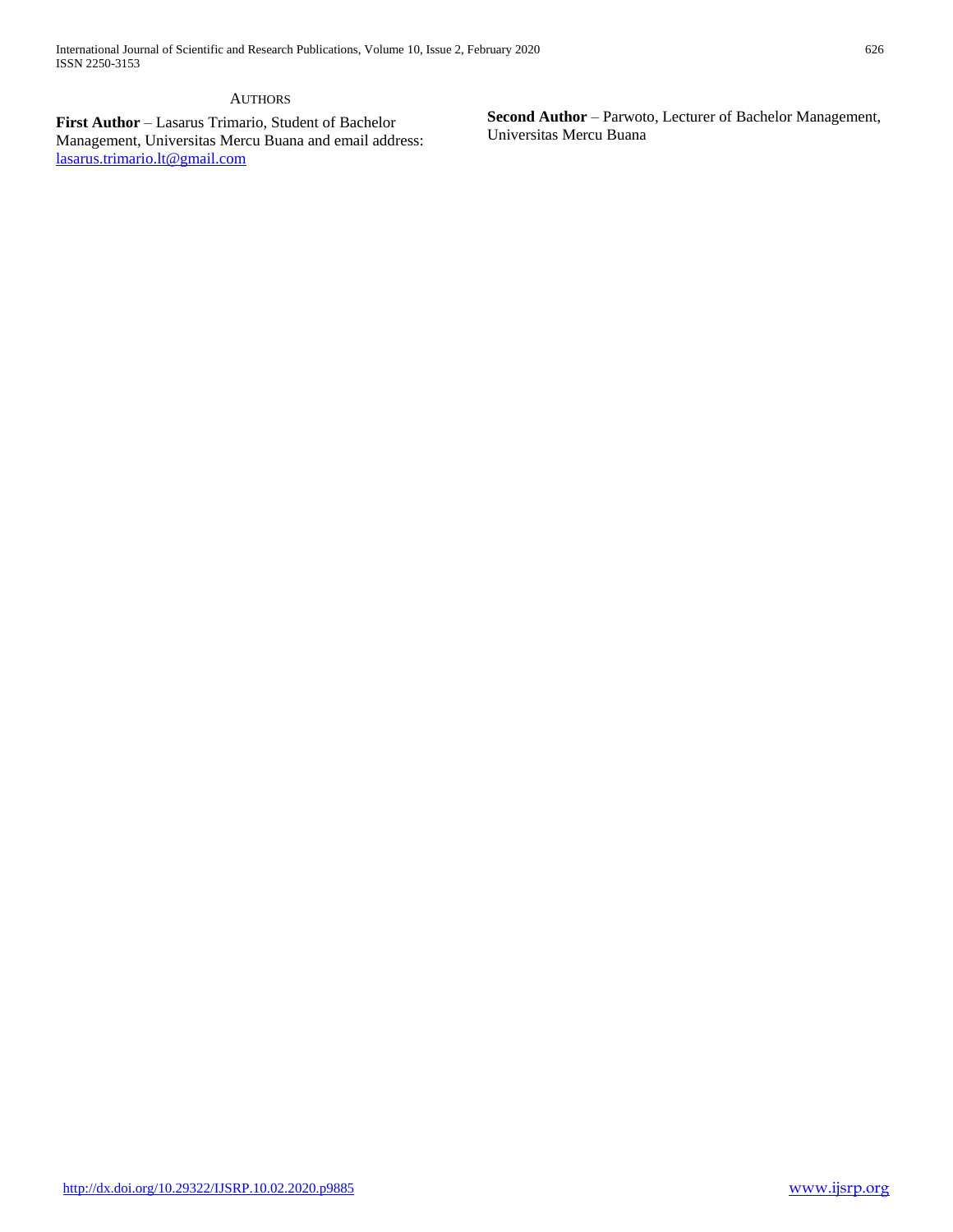### Authors

**First Author** – Lasarus Trimario, Student of Bachelor Management, Universitas Mercu Buana and email address: lasarus.trimario.lt@gmail.com

**Second Author** – Parwoto, Lecturer of Bachelor Management, Universitas Mercu Buana